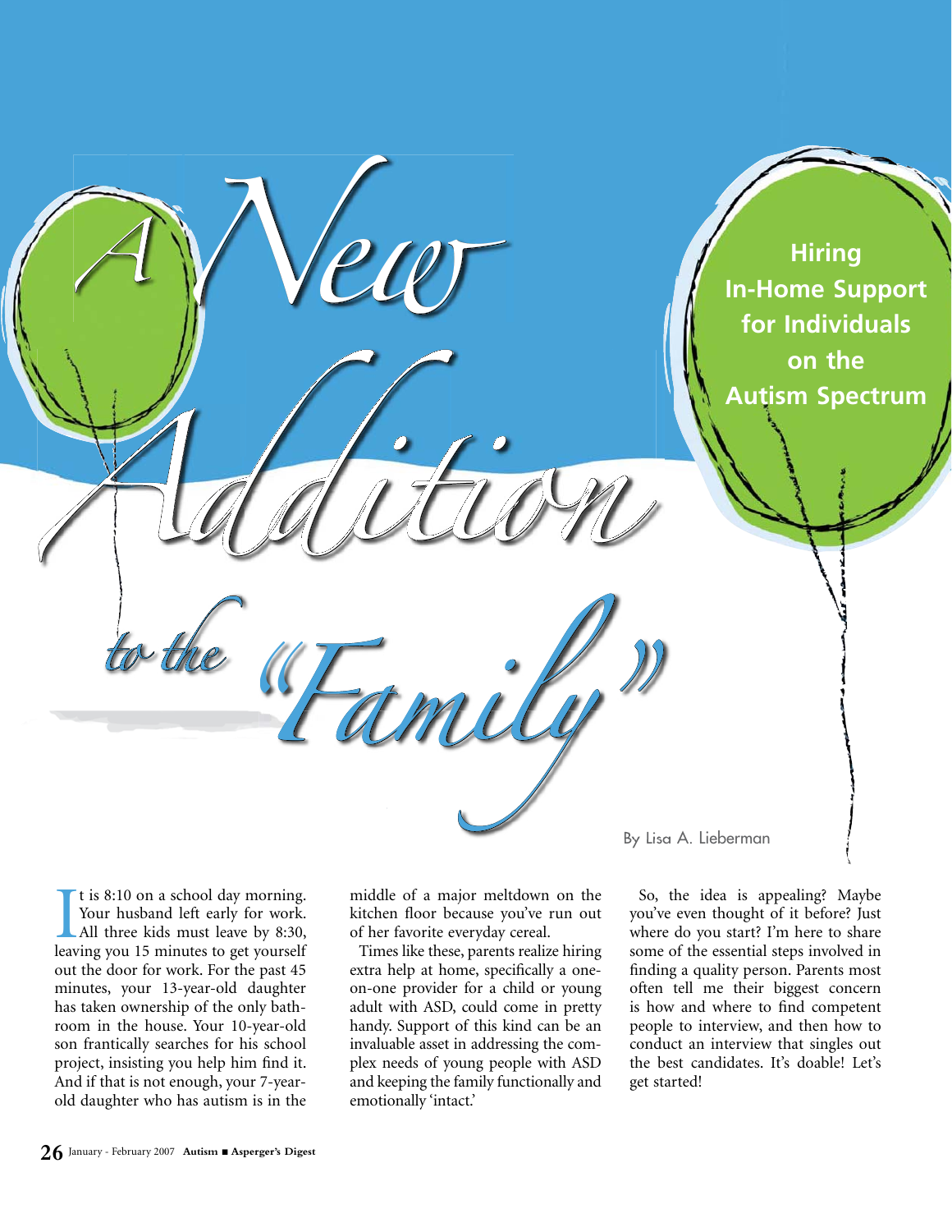# A New Addition to the "Family"

## Hiring In-Home Support for Individuals on the Autism Spectrum

By Lisa A. Lieberman

It is 8:10 on a school day morning. Your husband left early for work. All three kids must leave by 8:30, leaving you 15 minutes to get yourself out the door for work. For the past 45 minutes, your 13-year-old daughter has taken ownership of the only bathroom in the house. Your 10-year-old son frantically searches for his school project, insisting you help him find it. And if that is not enough, your 7-year-old daughter who has autism is in the middle of a major meltdown on the kitchen floor because you've run out of her favorite everyday cereal.

Times like these, parents realize hiring extra help at home, specifically a one-on-one provider for a child or young adult with ASD, could come in pretty handy. Support of this kind can be an invaluable asset in addressing the complex needs of young people with ASD and keeping the family functionally and emotionally 'intact.'

So, the idea is appealing? Maybe you've even thought of it before? Just where do you start? I'm here to share some of the essential steps involved in finding a quality person. Parents most often tell me their biggest concern is how and where to find competent people to interview, and then how to conduct an interview that singles out the best candidates. It's doable! Let's get started!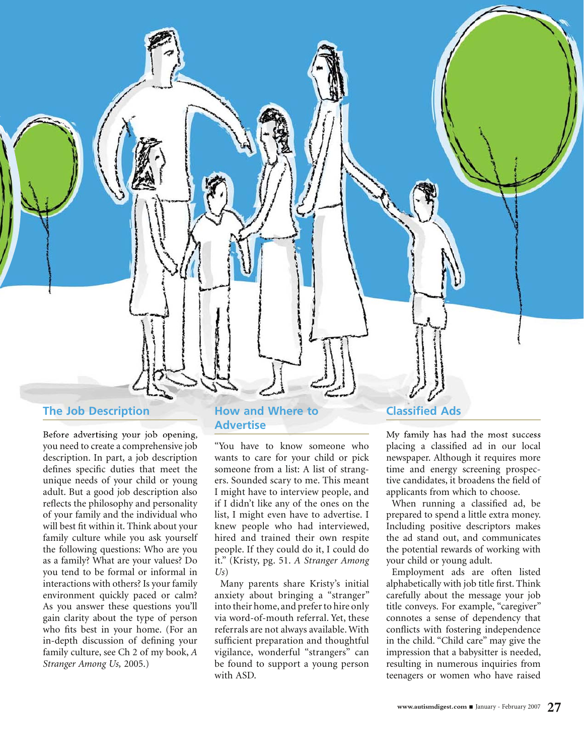## The Job Description

Before advertising your job opening, you need to create a comprehensive job description. In part, a job description defines specific duties that meet the unique needs of your child or young adult. But a good job description also reflects the philosophy and personality of your family and the individual who will best fit within it. Think about your family culture while you ask yourself the following questions: Who are you as a family? What are your values? Do you tend to be formal or informal in interactions with others? Is your family environment quickly paced or calm? As you answer these questions you'll gain clarity about the type of person who fits best in your home. (For an in-depth discussion of defining your family culture, see Ch 2 of my book, *A Stranger Among Us,* 2005.)

## How and Where to Advertise

"You have to know someone who wants to care for your child or pick someone from a list: A list of strangers. Sounded scary to me. This meant I might have to interview people, and if I didn't like any of the ones on the list, I might even have to advertise. I knew people who had interviewed, hired and trained their own respite people. If they could do it, I could do it." (Kristy, pg. 51. *A Stranger Among Us*)

Many parents share Kristy's initial anxiety about bringing a "stranger" into their home, and prefer to hire only via word-of-mouth referral. Yet, these referrals are not always available. With sufficient preparation and thoughtful vigilance, wonderful "strangers" can be found to support a young person with ASD.

## Classified Ads

My family has had the most success placing a classified ad in our local newspaper. Although it requires more time and energy screening prospective candidates, it broadens the field of applicants from which to choose.

When running a classified ad, be prepared to spend a little extra money. Including positive descriptors makes the ad stand out, and communicates the potential rewards of working with your child or young adult.

Employment ads are often listed alphabetically with job title first. Think carefully about the message your job title conveys. For example, "caregiver" connotes a sense of dependency that conflicts with fostering independence in the child. "Child care" may give the impression that a babysitter is needed, resulting in numerous inquiries from teenagers or women who have raised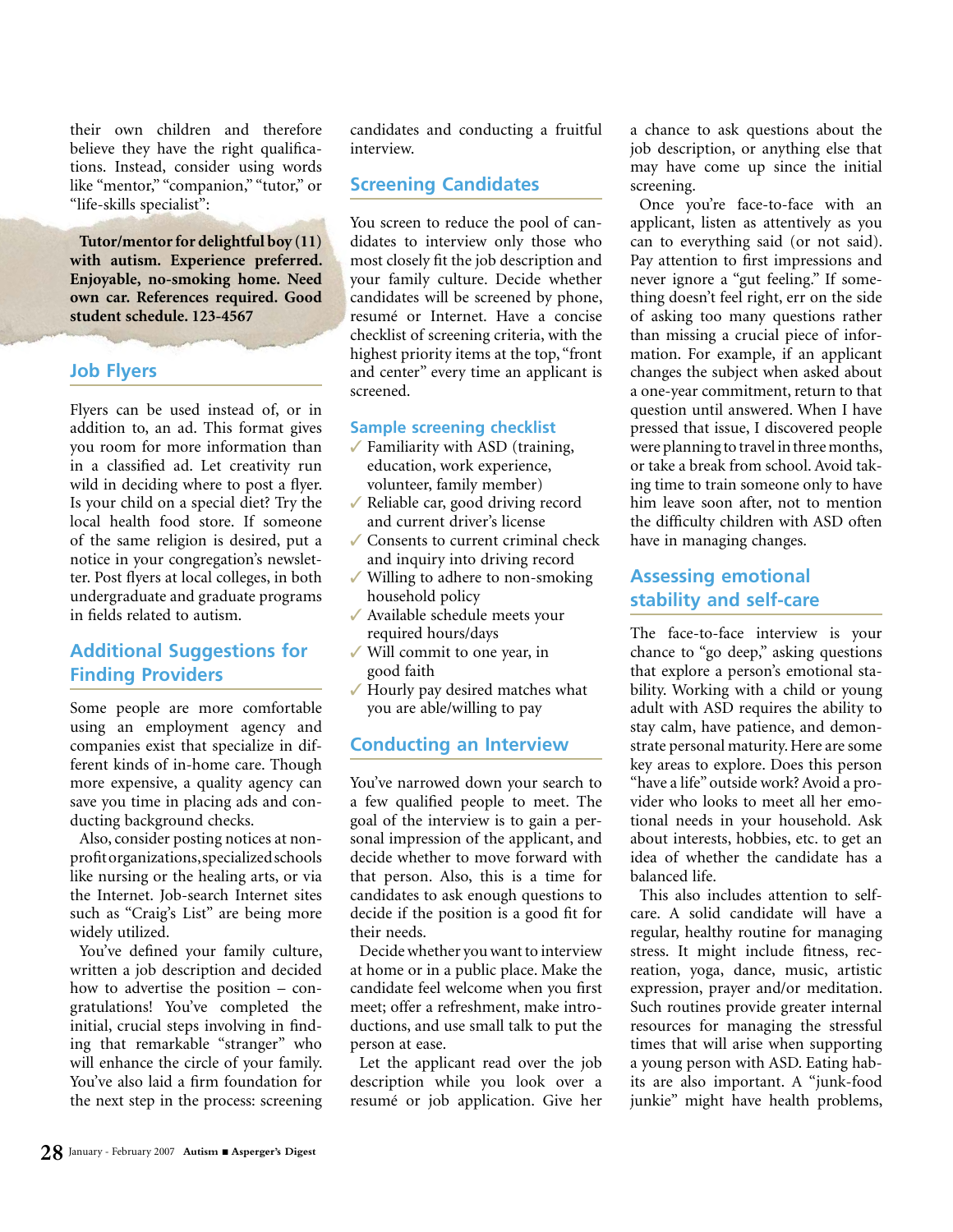their own children and therefore believe they have the right qualifications. Instead, consider using words like "mentor," "companion," "tutor," or "life-skills specialist":

> **Tutor/mentor for delightful boy (11) with autism. Experience preferred. Enjoyable, no-smoking home. Need own car. References required. Good student schedule. 123-4567**

## Job Flyers

Flyers can be used instead of, or in addition to, an ad. This format gives you room for more information than in a classified ad. Let creativity run wild in deciding where to post a flyer. Is your child on a special diet? Try the local health food store. If someone of the same religion is desired, put a notice in your congregation's newsletter. Post flyers at local colleges, in both undergraduate and graduate programs in fields related to autism.

## Additional Suggestions for Finding Providers

Some people are more comfortable using an employment agency and companies exist that specialize in different kinds of in-home care. Though more expensive, a quality agency can save you time in placing ads and conducting background checks.

Also, consider posting notices at non-profit organizations, specialized schools like nursing or the healing arts, or via the Internet. Job-search Internet sites such as "Craig's List" are being more widely utilized.

You've defined your family culture, written a job description and decided how to advertise the position – congratulations! You've completed the initial, crucial steps involving in finding that remarkable "stranger" who will enhance the circle of your family. You've also laid a firm foundation for the next step in the process: screening candidates and conducting a fruitful interview.

## Screening Candidates

You screen to reduce the pool of candidates to interview only those who most closely fit the job description and your family culture. Decide whether candidates will be screened by phone, resumé or Internet. Have a concise checklist of screening criteria, with the highest priority items at the top, "front and center" every time an applicant is screened.

### Sample screening checklist

- ✓ Familiarity with ASD (training, education, work experience, volunteer, family member)
- ✓ Reliable car, good driving record and current driver's license
- ✓ Consents to current criminal check and inquiry into driving record
- ✓ Willing to adhere to non-smoking household policy
- ✓ Available schedule meets your required hours/days
- ✓ Will commit to one year, in good faith
- ✓ Hourly pay desired matches what you are able/willing to pay

## Conducting an Interview

You've narrowed down your search to a few qualified people to meet. The goal of the interview is to gain a personal impression of the applicant, and decide whether to move forward with that person. Also, this is a time for candidates to ask enough questions to decide if the position is a good fit for their needs.

Decide whether you want to interview at home or in a public place. Make the candidate feel welcome when you first meet; offer a refreshment, make introductions, and use small talk to put the person at ease.

Let the applicant read over the job description while you look over a resumé or job application. Give her a chance to ask questions about the job description, or anything else that may have come up since the initial screening.

Once you're face-to-face with an applicant, listen as attentively as you can to everything said (or not said). Pay attention to first impressions and never ignore a "gut feeling." If something doesn't feel right, err on the side of asking too many questions rather than missing a crucial piece of information. For example, if an applicant changes the subject when asked about a one-year commitment, return to that question until answered. When I have pressed that issue, I discovered people were planning to travel in three months, or take a break from school. Avoid taking time to train someone only to have him leave soon after, not to mention the difficulty children with ASD often have in managing changes.

## Assessing emotional stability and self-care

The face-to-face interview is your chance to "go deep," asking questions that explore a person's emotional stability. Working with a child or young adult with ASD requires the ability to stay calm, have patience, and demonstrate personal maturity. Here are some key areas to explore. Does this person "have a life" outside work? Avoid a provider who looks to meet all her emotional needs in your household. Ask about interests, hobbies, etc. to get an idea of whether the candidate has a balanced life.

This also includes attention to self-care. A solid candidate will have a regular, healthy routine for managing stress. It might include fitness, recreation, yoga, dance, music, artistic expression, prayer and/or meditation. Such routines provide greater internal resources for managing the stressful times that will arise when supporting a young person with ASD. Eating habits are also important. A "junk-food junkie" might have health problems,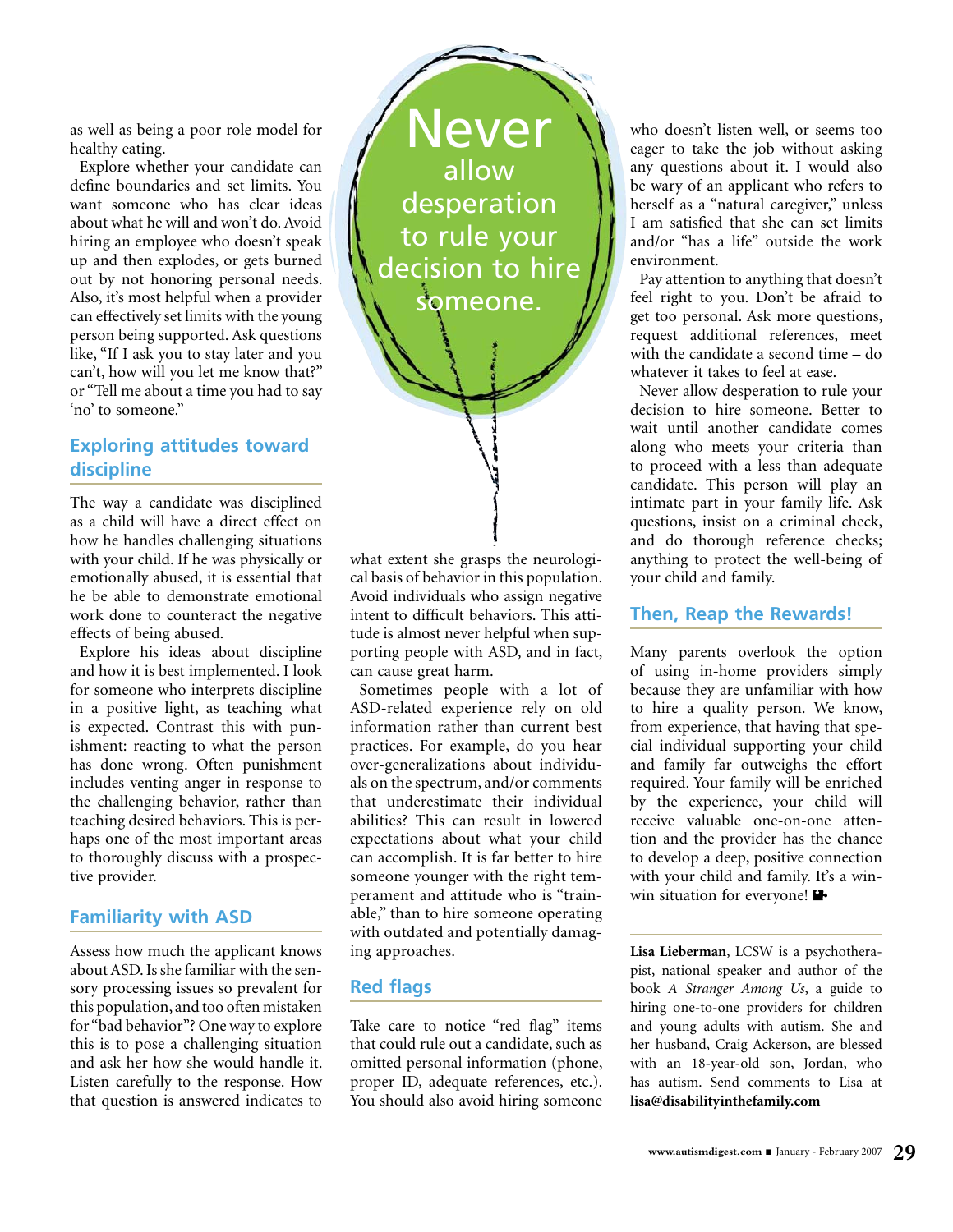as well as being a poor role model for healthy eating.

Explore whether your candidate can define boundaries and set limits. You want someone who has clear ideas about what he will and won't do. Avoid hiring an employee who doesn't speak up and then explodes, or gets burned out by not honoring personal needs. Also, it's most helpful when a provider can effectively set limits with the young person being supported. Ask questions like, "If I ask you to stay later and you can't, how will you let me know that?" or "Tell me about a time you had to say 'no' to someone."

## Exploring attitudes toward discipline

The way a candidate was disciplined as a child will have a direct effect on how he handles challenging situations with your child. If he was physically or emotionally abused, it is essential that he be able to demonstrate emotional work done to counteract the negative effects of being abused.

Explore his ideas about discipline and how it is best implemented. I look for someone who interprets discipline in a positive light, as teaching what is expected. Contrast this with punishment: reacting to what the person has done wrong. Often punishment includes venting anger in response to the challenging behavior, rather than teaching desired behaviors. This is perhaps one of the most important areas to thoroughly discuss with a prospective provider.

## Familiarity with ASD

Assess how much the applicant knows about ASD. Is she familiar with the sensory processing issues so prevalent for this population, and too often mistaken for "bad behavior"? One way to explore this is to pose a challenging situation and ask her how she would handle it. Listen carefully to the response. How that question is answered indicates to what extent she grasps the neurological basis of behavior in this population. Avoid individuals who assign negative intent to difficult behaviors. This attitude is almost never helpful when supporting people with ASD, and in fact, can cause great harm.

Sometimes people with a lot of ASD-related experience rely on old information rather than current best practices. For example, do you hear over-generalizations about individuals on the spectrum, and/or comments that underestimate their individual abilities? This can result in lowered expectations about what your child can accomplish. It is far better to hire someone younger with the right temperament and attitude who is "trainable," than to hire someone operating with outdated and potentially damaging approaches.

> **Never** allow desperation to rule your decision to hire someone.

## Red flags

Take care to notice "red flag" items that could rule out a candidate, such as omitted personal information (phone, proper ID, adequate references, etc.). You should also avoid hiring someone who doesn't listen well, or seems too eager to take the job without asking any questions about it. I would also be wary of an applicant who refers to herself as a "natural caregiver," unless I am satisfied that she can set limits and/or "has a life" outside the work environment.

Pay attention to anything that doesn't feel right to you. Don't be afraid to get too personal. Ask more questions, request additional references, meet with the candidate a second time – do whatever it takes to feel at ease.

Never allow desperation to rule your decision to hire someone. Better to wait until another candidate comes along who meets your criteria than to proceed with a less than adequate candidate. This person will play an intimate part in your family life. Ask questions, insist on a criminal check, and do thorough reference checks; anything to protect the well-being of your child and family.

## Then, Reap the Rewards!

Many parents overlook the option of using in-home providers simply because they are unfamiliar with how to hire a quality person. We know, from experience, that having that special individual supporting your child and family far outweighs the effort required. Your family will be enriched by the experience, your child will receive valuable one-on-one attention and the provider has the chance to develop a deep, positive connection with your child and family. It's a win-win situation for everyone!

---

**Lisa Lieberman**, LCSW is a psychotherapist, national speaker and author of the book *A Stranger Among Us*, a guide to hiring one-to-one providers for children and young adults with autism. She and her husband, Craig Ackerson, are blessed with an 18-year-old son, Jordan, who has autism. Send comments to Lisa at **lisa@disabilityinthefamily.com**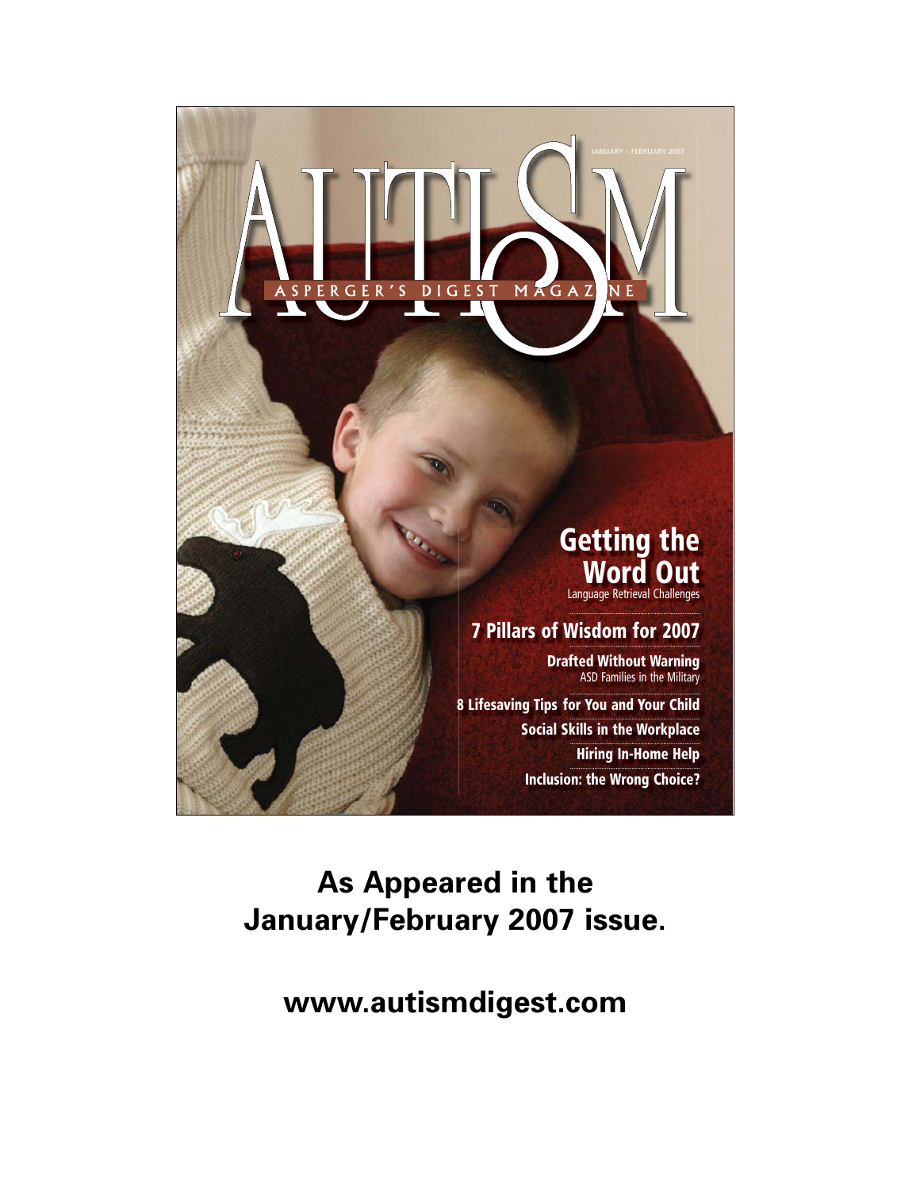JANUARY – FEBRUARY 2007

# AUTISM

ASPERGER'S DIGEST MAGAZINE

## Getting the Word Out

Language Retrieval Challenges

## 7 Pillars of Wisdom for 2007

**Drafted Without Warning**

ASD Families in the Military

**8 Lifesaving Tips for You and Your Child**

**Social Skills in the Workplace**

**Hiring In-Home Help**

**Inclusion: the Wrong Choice?**

## As Appeared in the January/February 2007 issue.

**www.autismdigest.com**